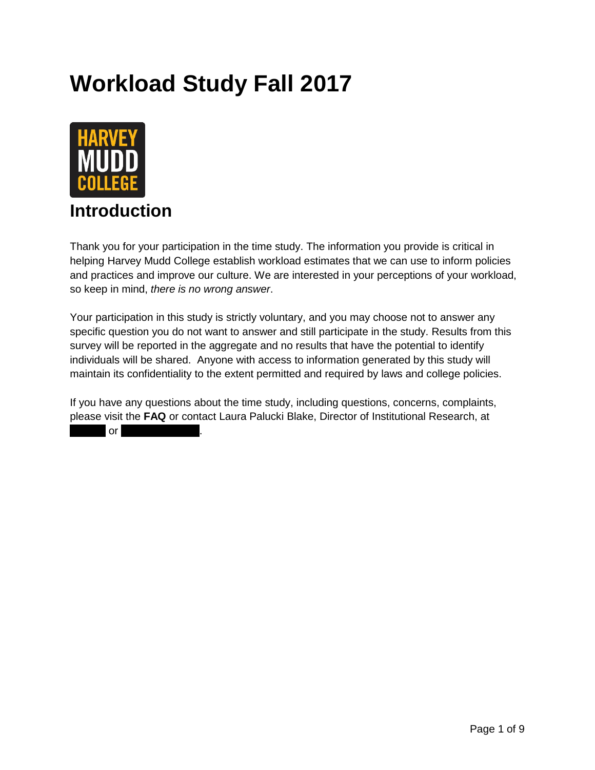# Workload Study Fall 2017

## Introduction

Thank you for your participation in the time study. The information you provide is critical in helping Harvey Mudd College establish workload estimates that we can use to inform policies and practices and improve our culture. We are interested in your perceptions of your workload, so keep in mind, *there is no wrong answer*.

Your participation in this study is strictly voluntary, and you may choose not to answer any specific question you do not want to answer and still participate in the study. Results from this survey will be reported in the aggregate and no results that have the potential to identify individuals will be shared. Anyone with access to information generated by this study will maintain its confidentiality to the extent permitted and required by laws and college policies.

If you have any questions about the time study, including questions, concerns, complaints, please visit the **FAQ** or contact Laura Palucki Blake, Director of Institutional Research, at [redacted] or [redacted].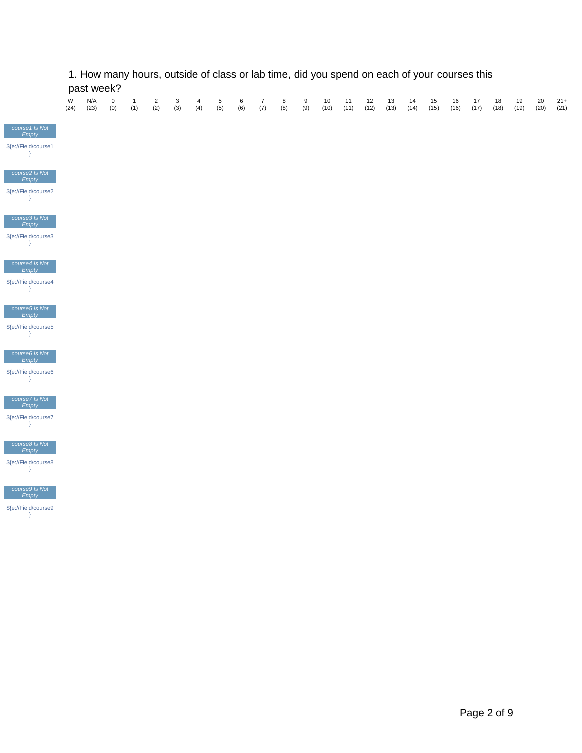1. How many hours, outside of class or lab time, did you spend on each of your courses this past week?

| | W (24) | N/A (23) | 0 (0) | 1 (1) | 2 (2) | 3 (3) | 4 (4) | 5 (5) | 6 (6) | 7 (7) | 8 (8) | 9 (9) | 10 (10) | 11 (11) | 12 (12) | 13 (13) | 14 (14) | 15 (15) | 16 (16) | 17 (17) | 18 (18) | 19 (19) | 20 (20) | 21+ (21) |
|---|---|---|---|---|---|---|---|---|---|---|---|---|---|---|---|---|---|---|---|---|---|---|---|---|
| *course1 Is Not Empty* ${e://Field/course1} | | | | | | | | | | | | | | | | | | | | | | | | |
| *course2 Is Not Empty* ${e://Field/course2} | | | | | | | | | | | | | | | | | | | | | | | | |
| *course3 Is Not Empty* ${e://Field/course3} | | | | | | | | | | | | | | | | | | | | | | | | |
| *course4 Is Not Empty* ${e://Field/course4} | | | | | | | | | | | | | | | | | | | | | | | | |
| *course5 Is Not Empty* ${e://Field/course5} | | | | | | | | | | | | | | | | | | | | | | | | |
| *course6 Is Not Empty* ${e://Field/course6} | | | | | | | | | | | | | | | | | | | | | | | | |
| *course7 Is Not Empty* ${e://Field/course7} | | | | | | | | | | | | | | | | | | | | | | | | |
| *course8 Is Not Empty* ${e://Field/course8} | | | | | | | | | | | | | | | | | | | | | | | | |
| *course9 Is Not Empty* ${e://Field/course9} | | | | | | | | | | | | | | | | | | | | | | | | |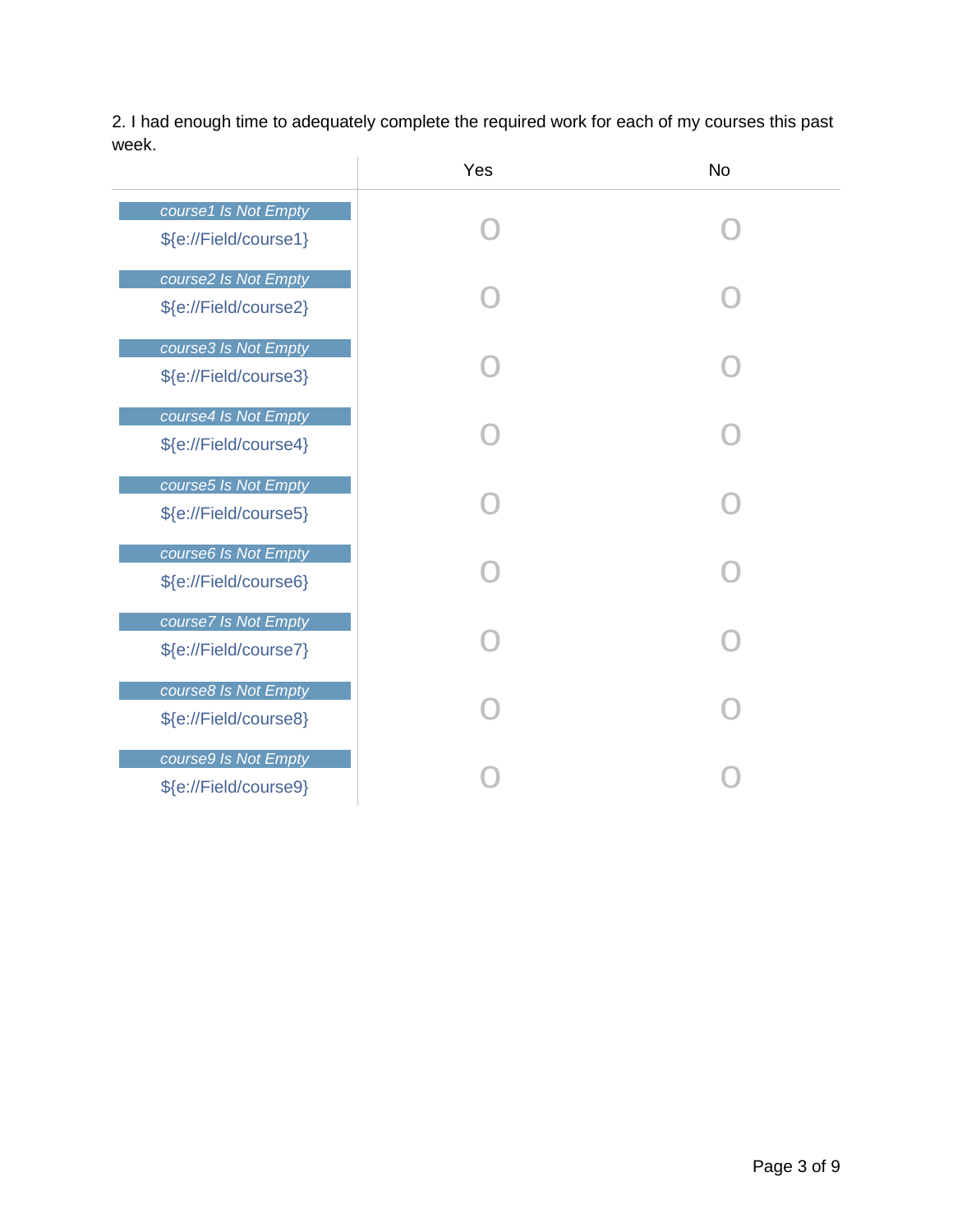2. I had enough time to adequately complete the required work for each of my courses this past week.

| | Yes | No |
|---|---|---|
| *course1 Is Not Empty* ${e://Field/course1} | O | O |
| *course2 Is Not Empty* ${e://Field/course2} | O | O |
| *course3 Is Not Empty* ${e://Field/course3} | O | O |
| *course4 Is Not Empty* ${e://Field/course4} | O | O |
| *course5 Is Not Empty* ${e://Field/course5} | O | O |
| *course6 Is Not Empty* ${e://Field/course6} | O | O |
| *course7 Is Not Empty* ${e://Field/course7} | O | O |
| *course8 Is Not Empty* ${e://Field/course8} | O | O |
| *course9 Is Not Empty* ${e://Field/course9} | O | O |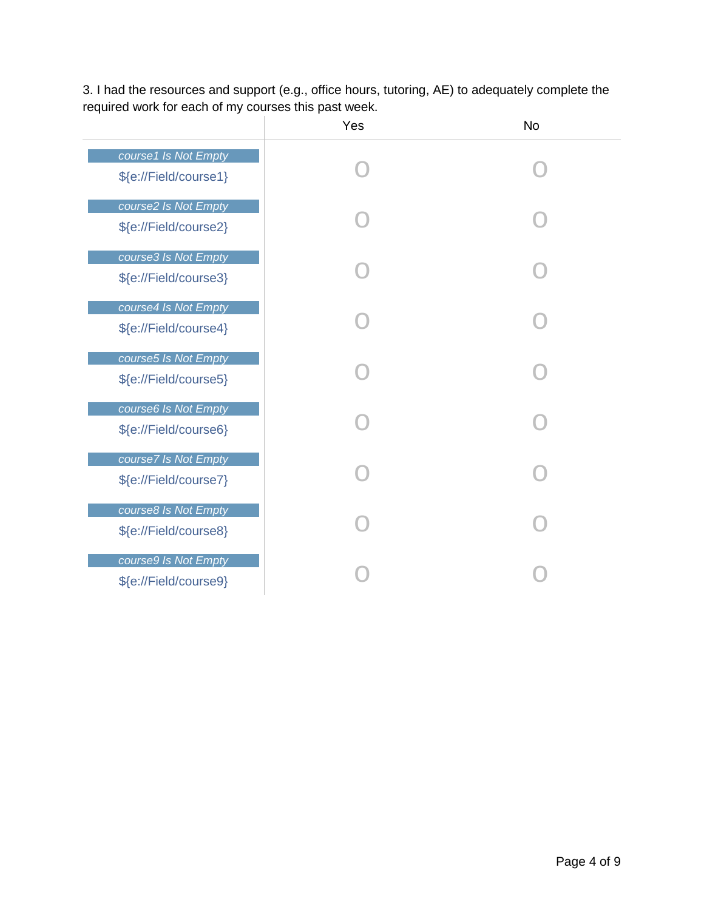3. I had the resources and support (e.g., office hours, tutoring, AE) to adequately complete the required work for each of my courses this past week.

| | Yes | No |
|---|---|---|
| *course1 Is Not Empty* ${e://Field/course1} | O | O |
| *course2 Is Not Empty* ${e://Field/course2} | O | O |
| *course3 Is Not Empty* ${e://Field/course3} | O | O |
| *course4 Is Not Empty* ${e://Field/course4} | O | O |
| *course5 Is Not Empty* ${e://Field/course5} | O | O |
| *course6 Is Not Empty* ${e://Field/course6} | O | O |
| *course7 Is Not Empty* ${e://Field/course7} | O | O |
| *course8 Is Not Empty* ${e://Field/course8} | O | O |
| *course9 Is Not Empty* ${e://Field/course9} | O | O |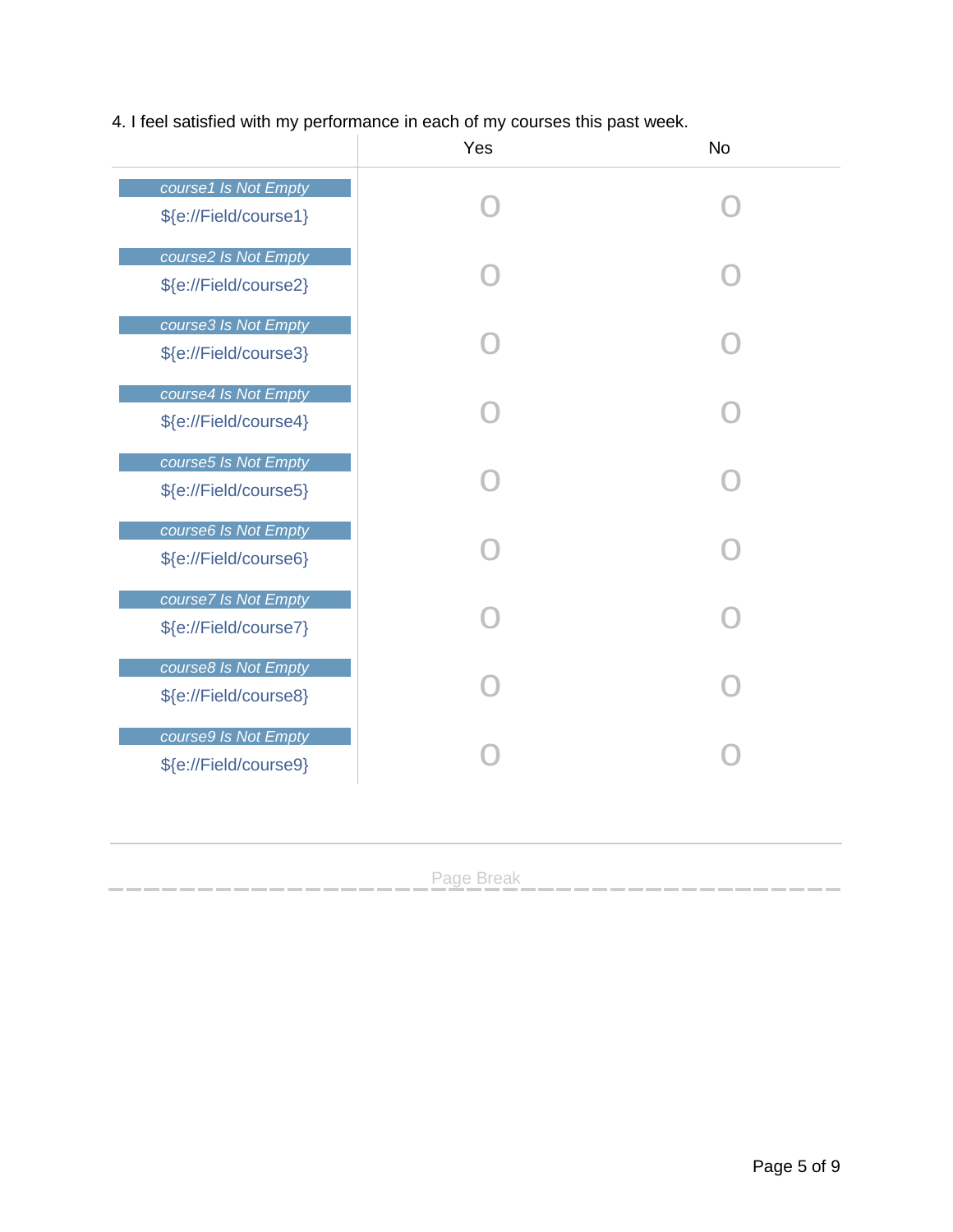4. I feel satisfied with my performance in each of my courses this past week.

| | Yes | No |
|---|---|---|
| *course1 Is Not Empty* ${e://Field/course1} | O | O |
| *course2 Is Not Empty* ${e://Field/course2} | O | O |
| *course3 Is Not Empty* ${e://Field/course3} | O | O |
| *course4 Is Not Empty* ${e://Field/course4} | O | O |
| *course5 Is Not Empty* ${e://Field/course5} | O | O |
| *course6 Is Not Empty* ${e://Field/course6} | O | O |
| *course7 Is Not Empty* ${e://Field/course7} | O | O |
| *course8 Is Not Empty* ${e://Field/course8} | O | O |
| *course9 Is Not Empty* ${e://Field/course9} | O | O |

Page Break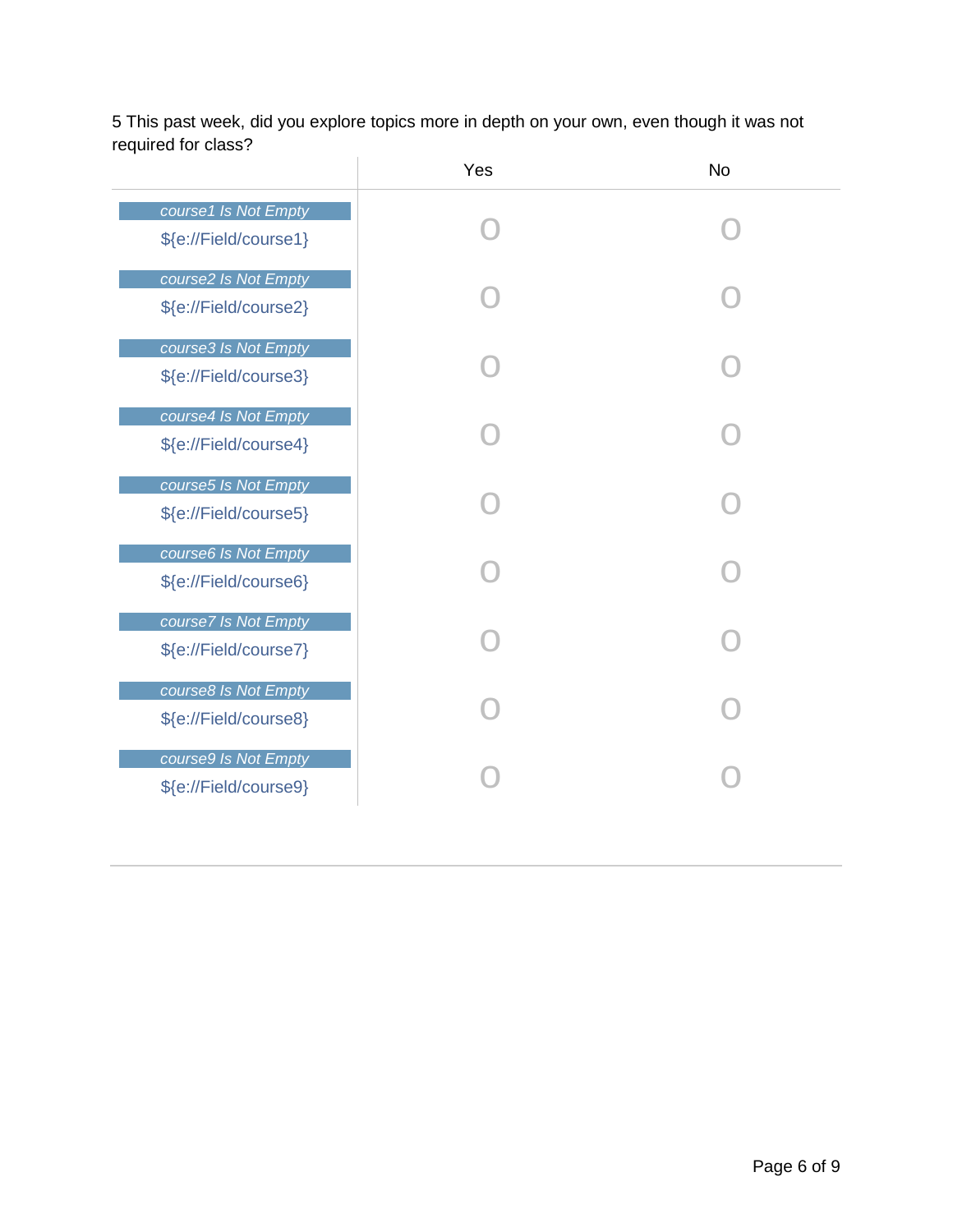5 This past week, did you explore topics more in depth on your own, even though it was not required for class?

| | Yes | No |
|---|---|---|
| *course1 Is Not Empty* ${e://Field/course1} | O | O |
| *course2 Is Not Empty* ${e://Field/course2} | O | O |
| *course3 Is Not Empty* ${e://Field/course3} | O | O |
| *course4 Is Not Empty* ${e://Field/course4} | O | O |
| *course5 Is Not Empty* ${e://Field/course5} | O | O |
| *course6 Is Not Empty* ${e://Field/course6} | O | O |
| *course7 Is Not Empty* ${e://Field/course7} | O | O |
| *course8 Is Not Empty* ${e://Field/course8} | O | O |
| *course9 Is Not Empty* ${e://Field/course9} | O | O |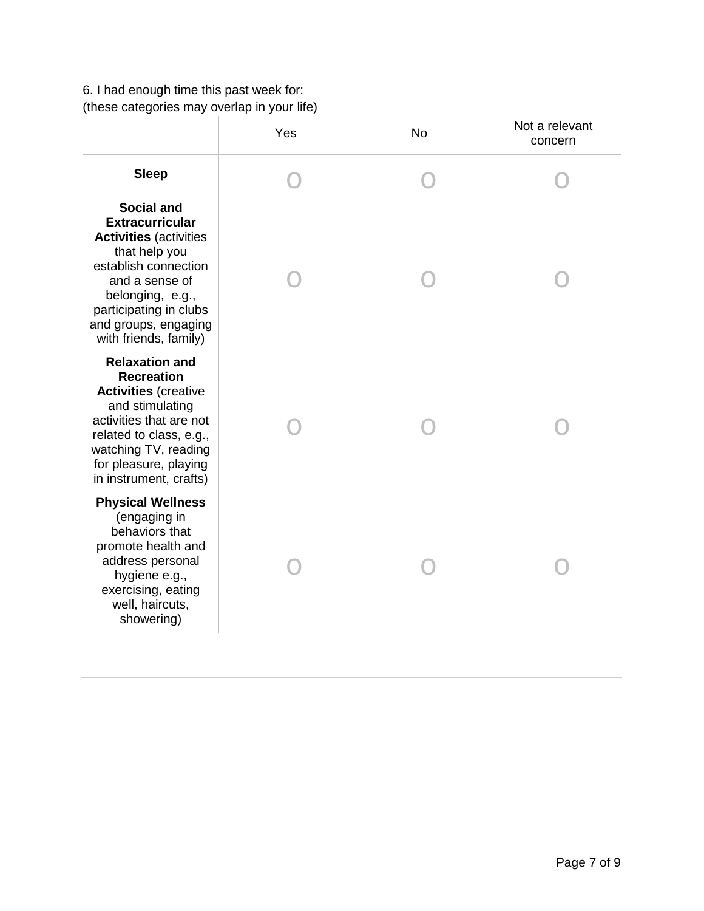6. I had enough time this past week for:
(these categories may overlap in your life)

| | Yes | No | Not a relevant concern |
|---|---|---|---|
| **Sleep** | O | O | O |
| **Social and Extracurricular Activities** (activities that help you establish connection and a sense of belonging, e.g., participating in clubs and groups, engaging with friends, family) | O | O | O |
| **Relaxation and Recreation Activities** (creative and stimulating activities that are not related to class, e.g., watching TV, reading for pleasure, playing in instrument, crafts) | O | O | O |
| **Physical Wellness** (engaging in behaviors that promote health and address personal hygiene e.g., exercising, eating well, haircuts, showering) | O | O | O |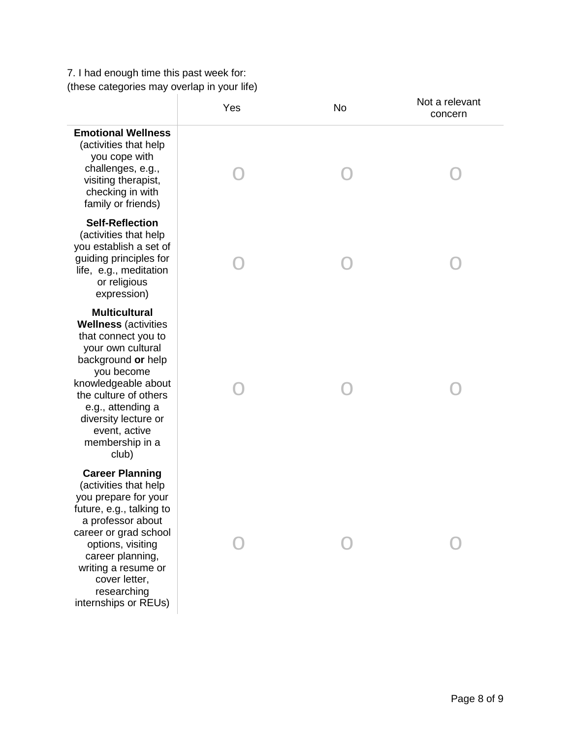7. I had enough time this past week for:
(these categories may overlap in your life)

| | Yes | No | Not a relevant concern |
|---|---|---|---|
| **Emotional Wellness** (activities that help you cope with challenges, e.g., visiting therapist, checking in with family or friends) | O | O | O |
| **Self-Reflection** (activities that help you establish a set of guiding principles for life, e.g., meditation or religious expression) | O | O | O |
| **Multicultural Wellness** (activities that connect you to your own cultural background **or** help you become knowledgeable about the culture of others e.g., attending a diversity lecture or event, active membership in a club) | O | O | O |
| **Career Planning** (activities that help you prepare for your future, e.g., talking to a professor about career or grad school options, visiting career planning, writing a resume or cover letter, researching internships or REUs) | O | O | O |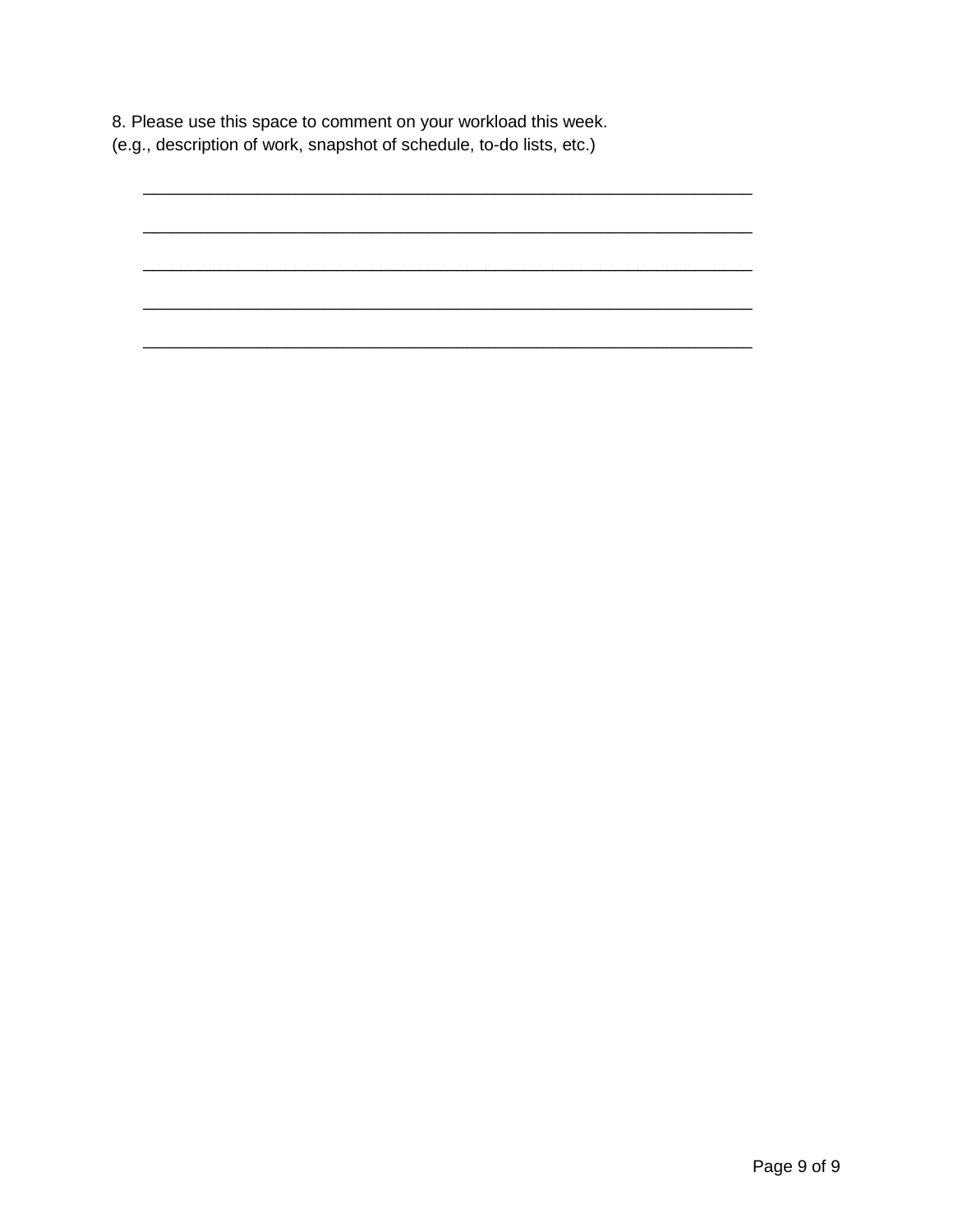8. Please use this space to comment on your workload this week.
(e.g., description of work, snapshot of schedule, to-do lists, etc.)

_______________________________________________________________

_______________________________________________________________

_______________________________________________________________

_______________________________________________________________

_______________________________________________________________